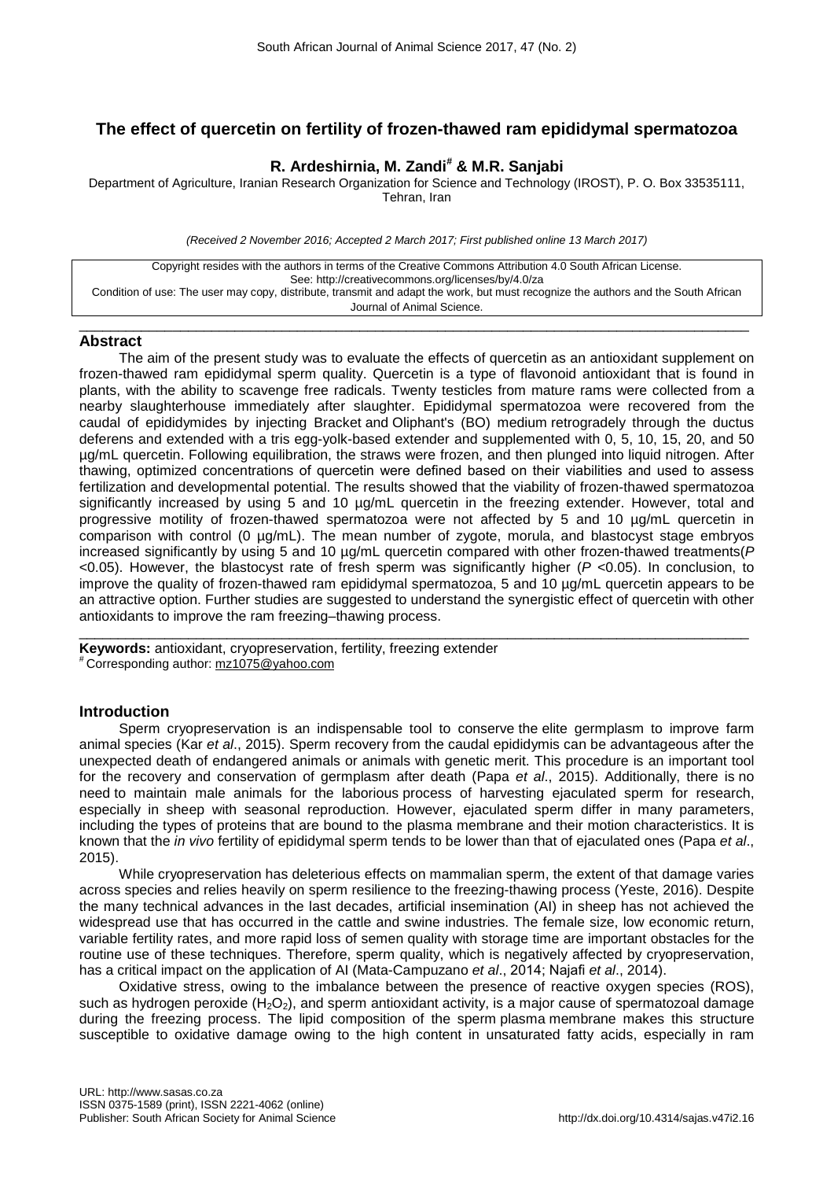# The effect of quercetin on fertility of frozen-thawed ram epididymal spermatozoa

**R. Ardeshirnia, M. Zandi[#] & M.R. Sanjabi**

Department of Agriculture, Iranian Research Organization for Science and Technology (IROST), P. O. Box 33535111, Tehran, Iran

*(Received 2 November 2016; Accepted 2 March 2017; First published online 13 March 2017)*

Copyright resides with the authors in terms of the Creative Commons Attribution 4.0 South African License.
See: http://creativecommons.org/licenses/by/4.0/za
Condition of use: The user may copy, distribute, transmit and adapt the work, but must recognize the authors and the South African Journal of Animal Science.

## Abstract

The aim of the present study was to evaluate the effects of quercetin as an antioxidant supplement on frozen-thawed ram epididymal sperm quality. Quercetin is a type of flavonoid antioxidant that is found in plants, with the ability to scavenge free radicals. Twenty testicles from mature rams were collected from a nearby slaughterhouse immediately after slaughter. Epididymal spermatozoa were recovered from the caudal of epididymides by injecting Bracket and Oliphant's (BO) medium retrogradely through the ductus deferens and extended with a tris egg-yolk-based extender and supplemented with 0, 5, 10, 15, 20, and 50 µg/mL quercetin. Following equilibration, the straws were frozen, and then plunged into liquid nitrogen. After thawing, optimized concentrations of quercetin were defined based on their viabilities and used to assess fertilization and developmental potential. The results showed that the viability of frozen-thawed spermatozoa significantly increased by using 5 and 10 µg/mL quercetin in the freezing extender. However, total and progressive motility of frozen-thawed spermatozoa were not affected by 5 and 10 µg/mL quercetin in comparison with control (0 µg/mL). The mean number of zygote, morula, and blastocyst stage embryos increased significantly by using 5 and 10 µg/mL quercetin compared with other frozen-thawed treatments($P$ <0.05). However, the blastocyst rate of fresh sperm was significantly higher ($P$ <0.05). In conclusion, to improve the quality of frozen-thawed ram epididymal spermatozoa, 5 and 10 µg/mL quercetin appears to be an attractive option. Further studies are suggested to understand the synergistic effect of quercetin with other antioxidants to improve the ram freezing–thawing process.

**Keywords:** antioxidant, cryopreservation, fertility, freezing extender

[#] Corresponding author: mz1075@yahoo.com

## Introduction

Sperm cryopreservation is an indispensable tool to conserve the elite germplasm to improve farm animal species (Kar *et al*., 2015). Sperm recovery from the caudal epididymis can be advantageous after the unexpected death of endangered animals or animals with genetic merit. This procedure is an important tool for the recovery and conservation of germplasm after death (Papa *et al*., 2015). Additionally, there is no need to maintain male animals for the laborious process of harvesting ejaculated sperm for research, especially in sheep with seasonal reproduction. However, ejaculated sperm differ in many parameters, including the types of proteins that are bound to the plasma membrane and their motion characteristics. It is known that the *in vivo* fertility of epididymal sperm tends to be lower than that of ejaculated ones (Papa *et al*., 2015).

While cryopreservation has deleterious effects on mammalian sperm, the extent of that damage varies across species and relies heavily on sperm resilience to the freezing-thawing process (Yeste, 2016). Despite the many technical advances in the last decades, artificial insemination (AI) in sheep has not achieved the widespread use that has occurred in the cattle and swine industries. The female size, low economic return, variable fertility rates, and more rapid loss of semen quality with storage time are important obstacles for the routine use of these techniques. Therefore, sperm quality, which is negatively affected by cryopreservation, has a critical impact on the application of AI (Mata-Campuzano *et al*., 2014; Najafi *et al*., 2014).

Oxidative stress, owing to the imbalance between the presence of reactive oxygen species (ROS), such as hydrogen peroxide ($H_2O_2$), and sperm antioxidant activity, is a major cause of spermatozoal damage during the freezing process. The lipid composition of the sperm plasma membrane makes this structure susceptible to oxidative damage owing to the high content in unsaturated fatty acids, especially in ram

URL: http://www.sasas.co.za
ISSN 0375-1589 (print), ISSN 2221-4062 (online)
Publisher: South African Society for Animal Science
http://dx.doi.org/10.4314/sajas.v47i2.16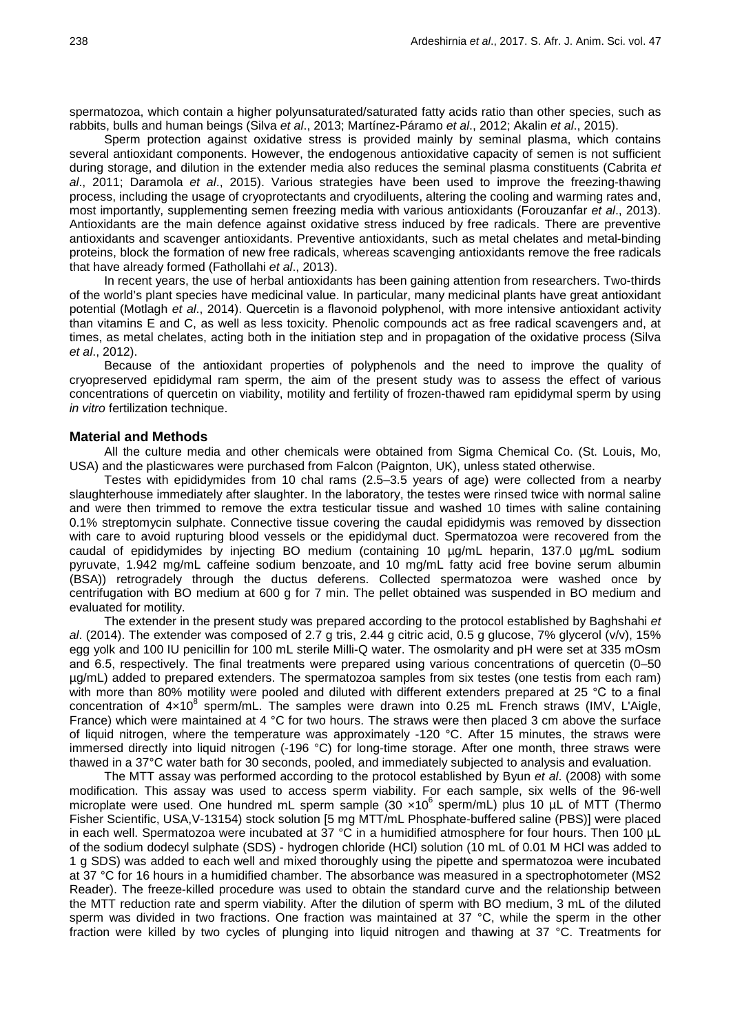spermatozoa, which contain a higher polyunsaturated/saturated fatty acids ratio than other species, such as rabbits, bulls and human beings (Silva *et al*., 2013; Martínez-Páramo *et al*., 2012; Akalin *et al*., 2015).

Sperm protection against oxidative stress is provided mainly by seminal plasma, which contains several antioxidant components. However, the endogenous antioxidative capacity of semen is not sufficient during storage, and dilution in the extender media also reduces the seminal plasma constituents (Cabrita *et al*., 2011; Daramola *et al*., 2015). Various strategies have been used to improve the freezing-thawing process, including the usage of cryoprotectants and cryodiluents, altering the cooling and warming rates and, most importantly, supplementing semen freezing media with various antioxidants (Forouzanfar *et al*., 2013). Antioxidants are the main defence against oxidative stress induced by free radicals. There are preventive antioxidants and scavenger antioxidants. Preventive antioxidants, such as metal chelates and metal-binding proteins, block the formation of new free radicals, whereas scavenging antioxidants remove the free radicals that have already formed (Fathollahi *et al*., 2013).

In recent years, the use of herbal antioxidants has been gaining attention from researchers. Two-thirds of the world's plant species have medicinal value. In particular, many medicinal plants have great antioxidant potential (Motlagh *et al*., 2014). Quercetin is a flavonoid polyphenol, with more intensive antioxidant activity than vitamins E and C, as well as less toxicity. Phenolic compounds act as free radical scavengers and, at times, as metal chelates, acting both in the initiation step and in propagation of the oxidative process (Silva *et al*., 2012).

Because of the antioxidant properties of polyphenols and the need to improve the quality of cryopreserved epididymal ram sperm, the aim of the present study was to assess the effect of various concentrations of quercetin on viability, motility and fertility of frozen-thawed ram epididymal sperm by using *in vitro* fertilization technique.

## Material and Methods

All the culture media and other chemicals were obtained from Sigma Chemical Co. (St. Louis, Mo, USA) and the plasticwares were purchased from Falcon (Paignton, UK), unless stated otherwise.

Testes with epididymides from 10 chal rams (2.5–3.5 years of age) were collected from a nearby slaughterhouse immediately after slaughter. In the laboratory, the testes were rinsed twice with normal saline and were then trimmed to remove the extra testicular tissue and washed 10 times with saline containing 0.1% streptomycin sulphate. Connective tissue covering the caudal epididymis was removed by dissection with care to avoid rupturing blood vessels or the epididymal duct. Spermatozoa were recovered from the caudal of epididymides by injecting BO medium (containing 10 µg/mL heparin, 137.0 µg/mL sodium pyruvate, 1.942 mg/mL caffeine sodium benzoate, and 10 mg/mL fatty acid free bovine serum albumin (BSA)) retrogradely through the ductus deferens. Collected spermatozoa were washed once by centrifugation with BO medium at 600 g for 7 min. The pellet obtained was suspended in BO medium and evaluated for motility.

The extender in the present study was prepared according to the protocol established by Baghshahi *et al*. (2014). The extender was composed of 2.7 g tris, 2.44 g citric acid, 0.5 g glucose, 7% glycerol (v/v), 15% egg yolk and 100 IU penicillin for 100 mL sterile Milli-Q water. The osmolarity and pH were set at 335 mOsm and 6.5, respectively. The final treatments were prepared using various concentrations of quercetin (0–50 µg/mL) added to prepared extenders. The spermatozoa samples from six testes (one testis from each ram) with more than 80% motility were pooled and diluted with different extenders prepared at 25 °C to a final concentration of $4 \times 10^8$ sperm/mL. The samples were drawn into 0.25 mL French straws (IMV, L'Aigle, France) which were maintained at 4 °C for two hours. The straws were then placed 3 cm above the surface of liquid nitrogen, where the temperature was approximately -120 °C. After 15 minutes, the straws were immersed directly into liquid nitrogen (-196 °C) for long-time storage. After one month, three straws were thawed in a 37°C water bath for 30 seconds, pooled, and immediately subjected to analysis and evaluation.

The MTT assay was performed according to the protocol established by Byun *et al*. (2008) with some modification. This assay was used to access sperm viability. For each sample, six wells of the 96-well microplate were used. One hundred mL sperm sample ($30 \times 10^6$ sperm/mL) plus 10 µL of MTT (Thermo Fisher Scientific, USA,V-13154) stock solution [5 mg MTT/mL Phosphate-buffered saline (PBS)] were placed in each well. Spermatozoa were incubated at 37 °C in a humidified atmosphere for four hours. Then 100 µL of the sodium dodecyl sulphate (SDS) - hydrogen chloride (HCl) solution (10 mL of 0.01 M HCl was added to 1 g SDS) was added to each well and mixed thoroughly using the pipette and spermatozoa were incubated at 37 °C for 16 hours in a humidified chamber. The absorbance was measured in a spectrophotometer (MS2 Reader). The freeze-killed procedure was used to obtain the standard curve and the relationship between the MTT reduction rate and sperm viability. After the dilution of sperm with BO medium, 3 mL of the diluted sperm was divided in two fractions. One fraction was maintained at 37 °C, while the sperm in the other fraction were killed by two cycles of plunging into liquid nitrogen and thawing at 37 °C. Treatments for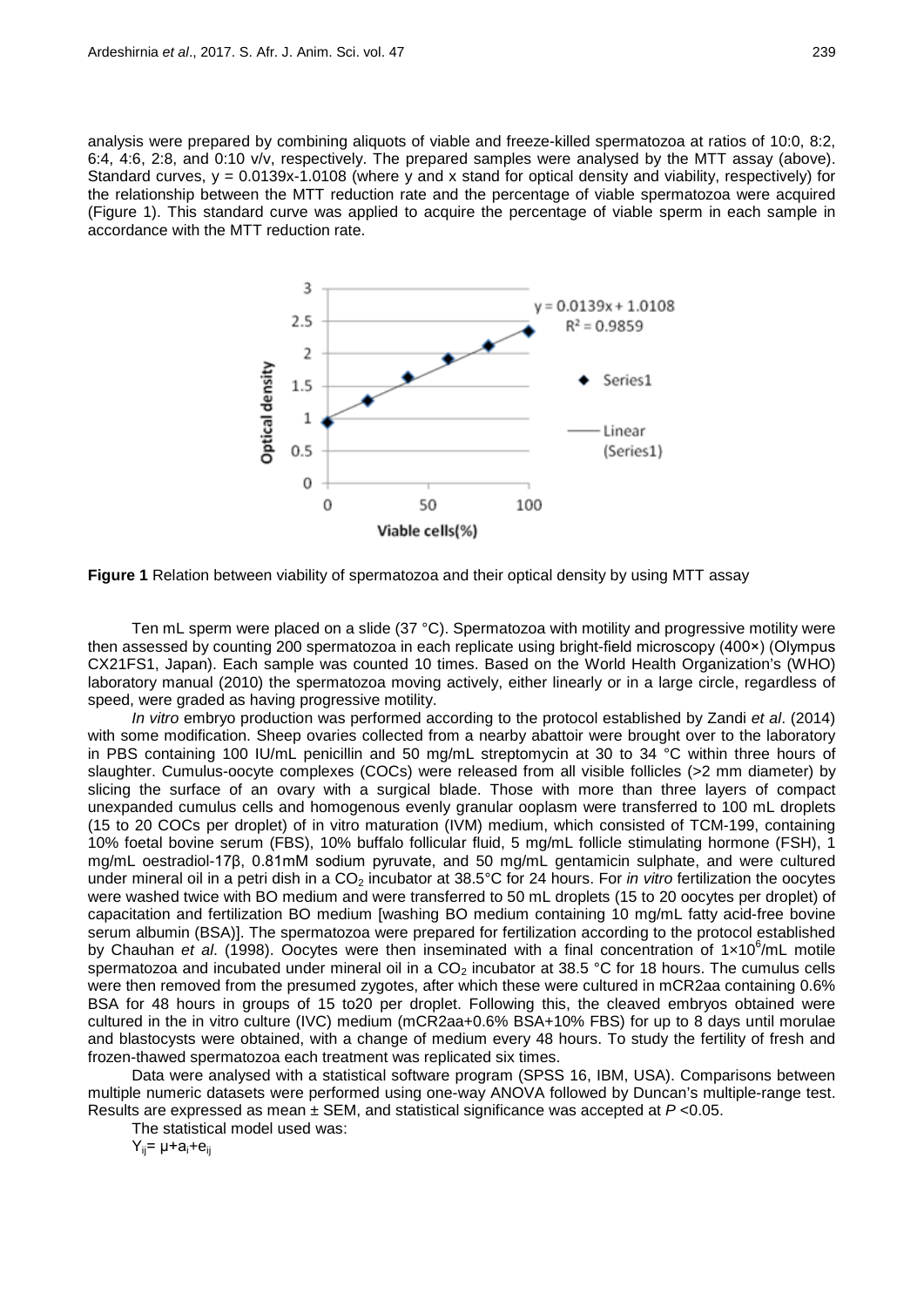analysis were prepared by combining aliquots of viable and freeze-killed spermatozoa at ratios of 10:0, 8:2, 6:4, 4:6, 2:8, and 0:10 v/v, respectively. The prepared samples were analysed by the MTT assay (above). Standard curves, $y = 0.0139x\text{-}1.0108$ (where y and x stand for optical density and viability, respectively) for the relationship between the MTT reduction rate and the percentage of viable spermatozoa were acquired (Figure 1). This standard curve was applied to acquire the percentage of viable sperm in each sample in accordance with the MTT reduction rate.

**Figure 1** Relation between viability of spermatozoa and their optical density by using MTT assay

Ten mL sperm were placed on a slide (37 °C). Spermatozoa with motility and progressive motility were then assessed by counting 200 spermatozoa in each replicate using bright-field microscopy (400×) (Olympus CX21FS1, Japan). Each sample was counted 10 times. Based on the World Health Organization's (WHO) laboratory manual (2010) the spermatozoa moving actively, either linearly or in a large circle, regardless of speed, were graded as having progressive motility.

*In vitro* embryo production was performed according to the protocol established by Zandi *et al*. (2014) with some modification. Sheep ovaries collected from a nearby abattoir were brought over to the laboratory in PBS containing 100 IU/mL penicillin and 50 mg/mL streptomycin at 30 to 34 °C within three hours of slaughter. Cumulus-oocyte complexes (COCs) were released from all visible follicles (>2 mm diameter) by slicing the surface of an ovary with a surgical blade. Those with more than three layers of compact unexpanded cumulus cells and homogenous evenly granular ooplasm were transferred to 100 mL droplets (15 to 20 COCs per droplet) of in vitro maturation (IVM) medium, which consisted of TCM-199, containing 10% foetal bovine serum (FBS), 10% buffalo follicular fluid, 5 mg/mL follicle stimulating hormone (FSH), 1 mg/mL oestradiol-17β, 0.81mM sodium pyruvate, and 50 mg/mL gentamicin sulphate, and were cultured under mineral oil in a petri dish in a $CO_2$ incubator at 38.5°C for 24 hours. For *in vitro* fertilization the oocytes were washed twice with BO medium and were transferred to 50 mL droplets (15 to 20 oocytes per droplet) of capacitation and fertilization BO medium [washing BO medium containing 10 mg/mL fatty acid-free bovine serum albumin (BSA)]. The spermatozoa were prepared for fertilization according to the protocol established by Chauhan *et al*. (1998). Oocytes were then inseminated with a final concentration of $1 \times 10^6$/mL motile spermatozoa and incubated under mineral oil in a $CO_2$ incubator at 38.5 °C for 18 hours. The cumulus cells were then removed from the presumed zygotes, after which these were cultured in mCR2aa containing 0.6% BSA for 48 hours in groups of 15 to20 per droplet. Following this, the cleaved embryos obtained were cultured in the in vitro culture (IVC) medium (mCR2aa+0.6% BSA+10% FBS) for up to 8 days until morulae and blastocysts were obtained, with a change of medium every 48 hours. To study the fertility of fresh and frozen-thawed spermatozoa each treatment was replicated six times.

Data were analysed with a statistical software program (SPSS 16, IBM, USA). Comparisons between multiple numeric datasets were performed using one-way ANOVA followed by Duncan's multiple-range test. Results are expressed as mean ± SEM, and statistical significance was accepted at $P < 0.05$.

The statistical model used was:

$$Y_{ij} = \mu + a_i + e_{ij}$$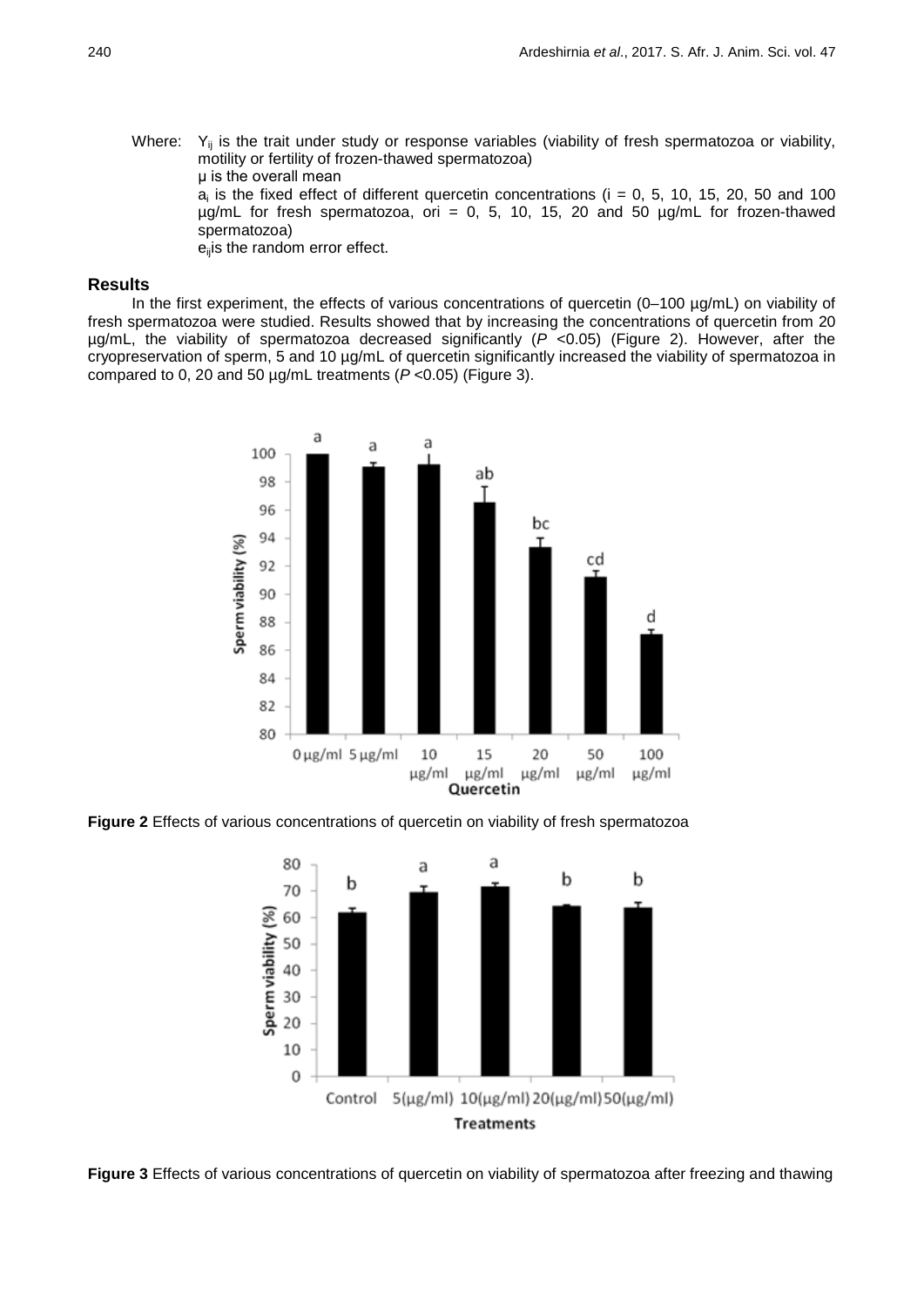Where: $Y_{ij}$ is the trait under study or response variables (viability of fresh spermatozoa or viability, motility or fertility of frozen-thawed spermatozoa)

μ is the overall mean

$a_i$ is the fixed effect of different quercetin concentrations (i = 0, 5, 10, 15, 20, 50 and 100 µg/mL for fresh spermatozoa, ori = 0, 5, 10, 15, 20 and 50 µg/mL for frozen-thawed spermatozoa)

$e_{ij}$is the random error effect.

## Results

In the first experiment, the effects of various concentrations of quercetin (0–100 µg/mL) on viability of fresh spermatozoa were studied. Results showed that by increasing the concentrations of quercetin from 20 µg/mL, the viability of spermatozoa decreased significantly (*P* <0.05) (Figure 2). However, after the cryopreservation of sperm, 5 and 10 µg/mL of quercetin significantly increased the viability of spermatozoa in compared to 0, 20 and 50 µg/mL treatments (*P* <0.05) (Figure 3).

**Figure 2** Effects of various concentrations of quercetin on viability of fresh spermatozoa

**Figure 3** Effects of various concentrations of quercetin on viability of spermatozoa after freezing and thawing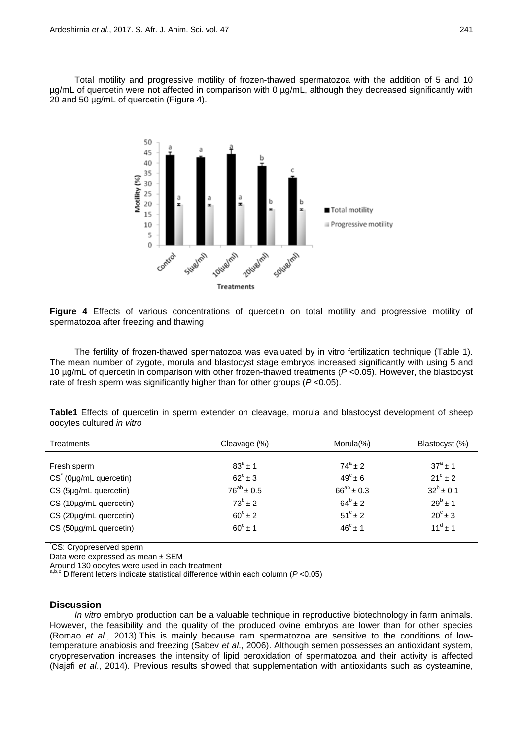Total motility and progressive motility of frozen-thawed spermatozoa with the addition of 5 and 10 µg/mL of quercetin were not affected in comparison with 0 µg/mL, although they decreased significantly with 20 and 50 µg/mL of quercetin (Figure 4).

**Figure 4** Effects of various concentrations of quercetin on total motility and progressive motility of spermatozoa after freezing and thawing

The fertility of frozen-thawed spermatozoa was evaluated by in vitro fertilization technique (Table 1). The mean number of zygote, morula and blastocyst stage embryos increased significantly with using 5 and 10 µg/mL of quercetin in comparison with other frozen-thawed treatments ($P < 0.05$). However, the blastocyst rate of fresh sperm was significantly higher than for other groups ($P < 0.05$).

**Table1** Effects of quercetin in sperm extender on cleavage, morula and blastocyst development of sheep oocytes cultured *in vitro*

| Treatments | Cleavage (%) | Morula(%) | Blastocyst (%) |
|---|---|---|---|
| Fresh sperm | $83^{a} \pm 1$ | $74^{a} \pm 2$ | $37^{a} \pm 1$ |
| CS* (0µg/mL quercetin) | $62^{c} \pm 3$ | $49^{c} \pm 6$ | $21^{c} \pm 2$ |
| CS (5µg/mL quercetin) | $76^{ab} \pm 0.5$ | $66^{ab} \pm 0.3$ | $32^{b} \pm 0.1$ |
| CS (10µg/mL quercetin) | $73^{b} \pm 2$ | $64^{b} \pm 2$ | $29^{b} \pm 1$ |
| CS (20µg/mL quercetin) | $60^{c} \pm 2$ | $51^{c} \pm 2$ | $20^{c} \pm 3$ |
| CS (50µg/mL quercetin) | $60^{c} \pm 1$ | $46^{c} \pm 1$ | $11^{d} \pm 1$ |

*CS: Cryopreserved sperm
Data were expressed as mean ± SEM
Around 130 oocytes were used in each treatment
a,b,c Different letters indicate statistical difference within each column ($P < 0.05$)

## Discussion

*In vitro* embryo production can be a valuable technique in reproductive biotechnology in farm animals. However, the feasibility and the quality of the produced ovine embryos are lower than for other species (Romao *et al*., 2013).This is mainly because ram spermatozoa are sensitive to the conditions of low-temperature anabiosis and freezing (Sabev *et al*., 2006). Although semen possesses an antioxidant system, cryopreservation increases the intensity of lipid peroxidation of spermatozoa and their activity is affected (Najafi *et al*., 2014). Previous results showed that supplementation with antioxidants such as cysteamine,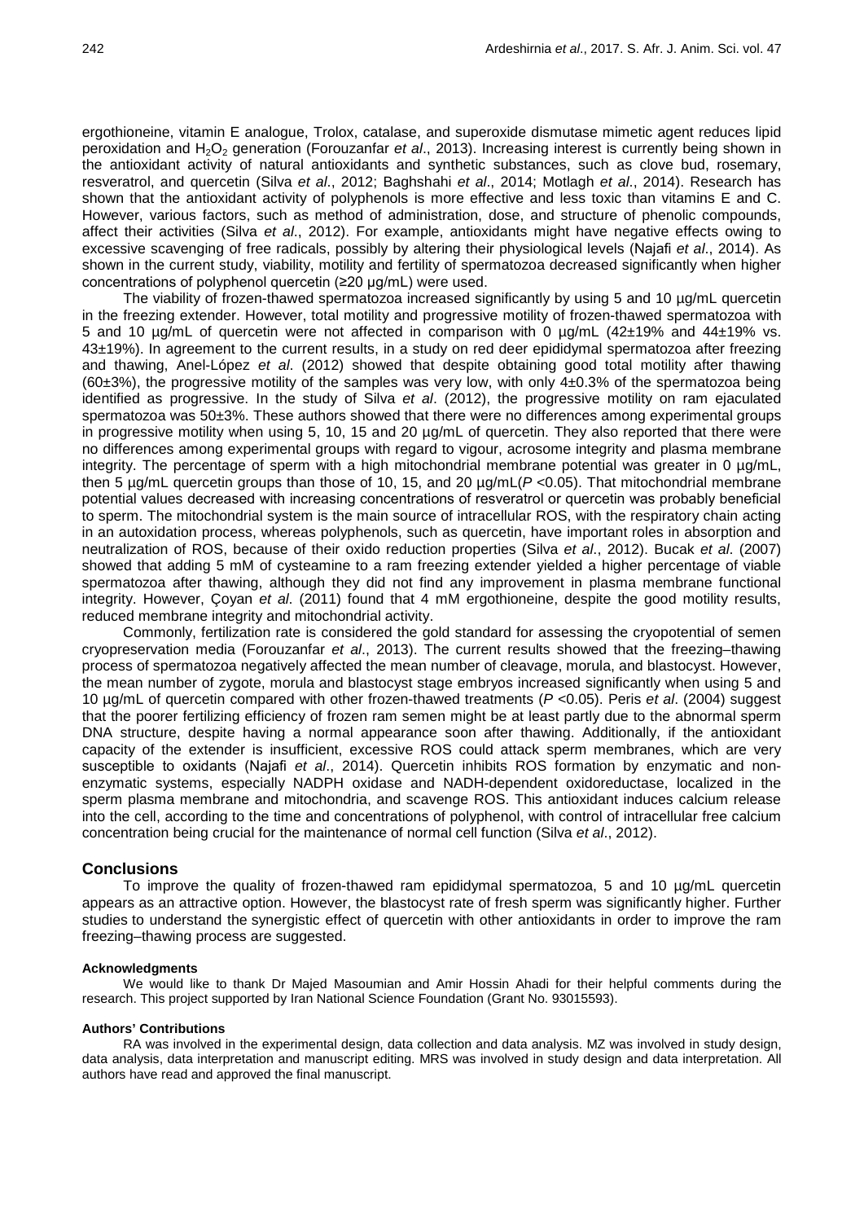ergothioneine, vitamin E analogue, Trolox, catalase, and superoxide dismutase mimetic agent reduces lipid peroxidation and $H_2O_2$ generation (Forouzanfar *et al*., 2013). Increasing interest is currently being shown in the antioxidant activity of natural antioxidants and synthetic substances, such as clove bud, rosemary, resveratrol, and quercetin (Silva *et al*., 2012; Baghshahi *et al*., 2014; Motlagh *et al*., 2014). Research has shown that the antioxidant activity of polyphenols is more effective and less toxic than vitamins E and C. However, various factors, such as method of administration, dose, and structure of phenolic compounds, affect their activities (Silva *et al*., 2012). For example, antioxidants might have negative effects owing to excessive scavenging of free radicals, possibly by altering their physiological levels (Najafi *et al*., 2014). As shown in the current study, viability, motility and fertility of spermatozoa decreased significantly when higher concentrations of polyphenol quercetin (≥20 µg/mL) were used.

The viability of frozen-thawed spermatozoa increased significantly by using 5 and 10 µg/mL quercetin in the freezing extender. However, total motility and progressive motility of frozen-thawed spermatozoa with 5 and 10 µg/mL of quercetin were not affected in comparison with 0 µg/mL (42±19% and 44±19% vs. 43±19%). In agreement to the current results, in a study on red deer epididymal spermatozoa after freezing and thawing, Anel-López *et al*. (2012) showed that despite obtaining good total motility after thawing (60±3%), the progressive motility of the samples was very low, with only 4±0.3% of the spermatozoa being identified as progressive. In the study of Silva *et al*. (2012), the progressive motility on ram ejaculated spermatozoa was 50±3%. These authors showed that there were no differences among experimental groups in progressive motility when using 5, 10, 15 and 20 µg/mL of quercetin. They also reported that there were no differences among experimental groups with regard to vigour, acrosome integrity and plasma membrane integrity. The percentage of sperm with a high mitochondrial membrane potential was greater in 0 µg/mL, then 5 µg/mL quercetin groups than those of 10, 15, and 20 µg/mL($P$ <0.05). That mitochondrial membrane potential values decreased with increasing concentrations of resveratrol or quercetin was probably beneficial to sperm. The mitochondrial system is the main source of intracellular ROS, with the respiratory chain acting in an autoxidation process, whereas polyphenols, such as quercetin, have important roles in absorption and neutralization of ROS, because of their oxido reduction properties (Silva *et al*., 2012). Bucak *et al*. (2007) showed that adding 5 mM of cysteamine to a ram freezing extender yielded a higher percentage of viable spermatozoa after thawing, although they did not find any improvement in plasma membrane functional integrity. However, Çoyan *et al*. (2011) found that 4 mM ergothioneine, despite the good motility results, reduced membrane integrity and mitochondrial activity.

Commonly, fertilization rate is considered the gold standard for assessing the cryopotential of semen cryopreservation media (Forouzanfar *et al*., 2013). The current results showed that the freezing–thawing process of spermatozoa negatively affected the mean number of cleavage, morula, and blastocyst. However, the mean number of zygote, morula and blastocyst stage embryos increased significantly when using 5 and 10 µg/mL of quercetin compared with other frozen-thawed treatments ($P$ <0.05). Peris *et al*. (2004) suggest that the poorer fertilizing efficiency of frozen ram semen might be at least partly due to the abnormal sperm DNA structure, despite having a normal appearance soon after thawing. Additionally, if the antioxidant capacity of the extender is insufficient, excessive ROS could attack sperm membranes, which are very susceptible to oxidants (Najafi *et al*., 2014). Quercetin inhibits ROS formation by enzymatic and non-enzymatic systems, especially NADPH oxidase and NADH-dependent oxidoreductase, localized in the sperm plasma membrane and mitochondria, and scavenge ROS. This antioxidant induces calcium release into the cell, according to the time and concentrations of polyphenol, with control of intracellular free calcium concentration being crucial for the maintenance of normal cell function (Silva *et al*., 2012).

## Conclusions

To improve the quality of frozen-thawed ram epididymal spermatozoa, 5 and 10 µg/mL quercetin appears as an attractive option. However, the blastocyst rate of fresh sperm was significantly higher. Further studies to understand the synergistic effect of quercetin with other antioxidants in order to improve the ram freezing–thawing process are suggested.

#### Acknowledgments

We would like to thank Dr Majed Masoumian and Amir Hossin Ahadi for their helpful comments during the research. This project supported by Iran National Science Foundation (Grant No. 93015593).

#### Authors' Contributions

RA was involved in the experimental design, data collection and data analysis. MZ was involved in study design, data analysis, data interpretation and manuscript editing. MRS was involved in study design and data interpretation. All authors have read and approved the final manuscript.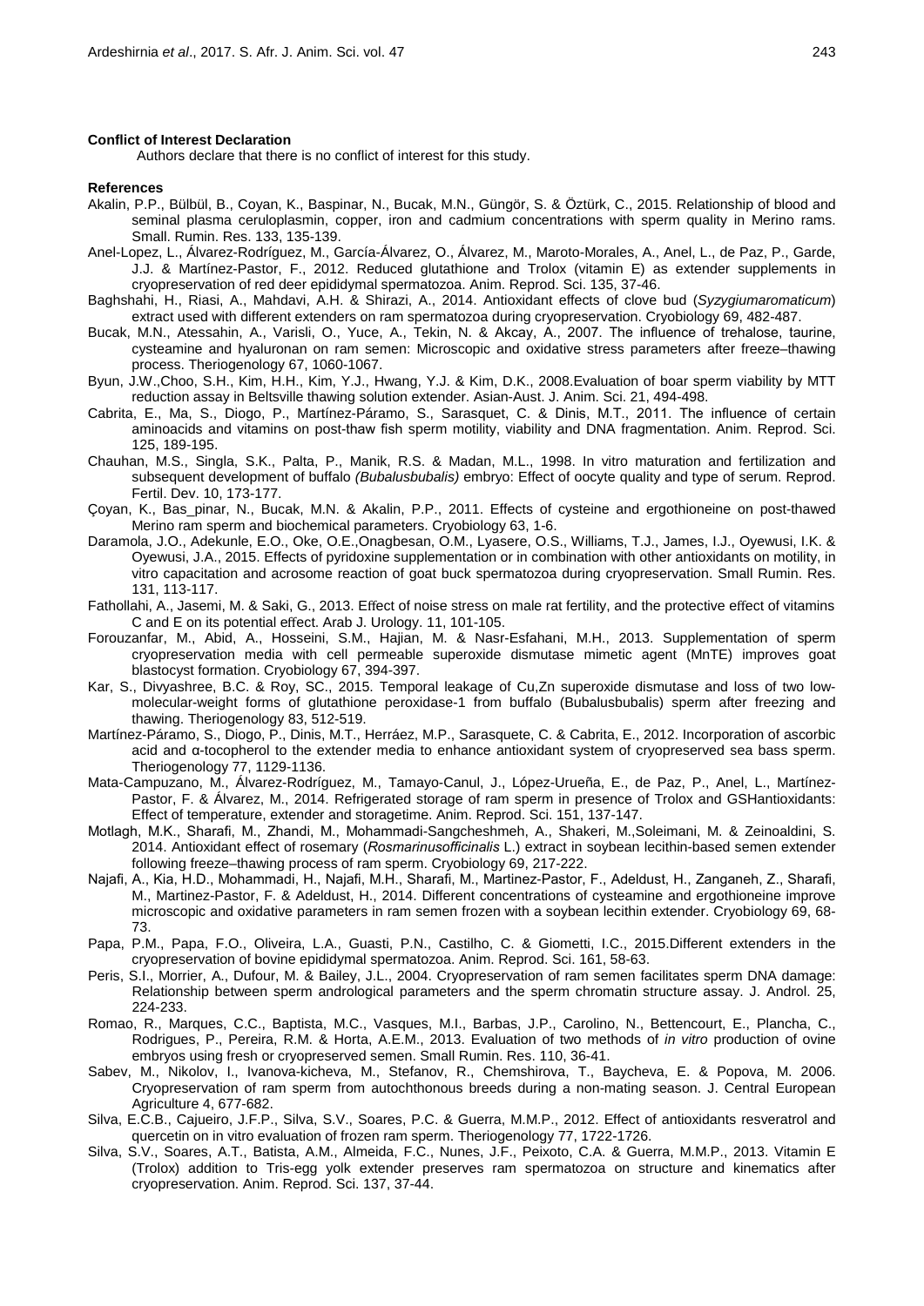**Conflict of Interest Declaration**

Authors declare that there is no conflict of interest for this study.

**References**

Akalin, P.P., Bülbül, B., Coyan, K., Baspinar, N., Bucak, M.N., Güngör, S. & Öztürk, C., 2015. Relationship of blood and seminal plasma ceruloplasmin, copper, iron and cadmium concentrations with sperm quality in Merino rams. Small. Rumin. Res. 133, 135-139.

Anel-Lopez, L., Álvarez-Rodríguez, M., García-Álvarez, O., Álvarez, M., Maroto-Morales, A., Anel, L., de Paz, P., Garde, J.J. & Martínez-Pastor, F., 2012. Reduced glutathione and Trolox (vitamin E) as extender supplements in cryopreservation of red deer epididymal spermatozoa. Anim. Reprod. Sci. 135, 37-46.

Baghshahi, H., Riasi, A., Mahdavi, A.H. & Shirazi, A., 2014. Antioxidant effects of clove bud (*Syzygiumaromaticum*) extract used with different extenders on ram spermatozoa during cryopreservation. Cryobiology 69, 482-487.

Bucak, M.N., Atessahin, A., Varisli, O., Yuce, A., Tekin, N. & Akcay, A., 2007. The influence of trehalose, taurine, cysteamine and hyaluronan on ram semen: Microscopic and oxidative stress parameters after freeze–thawing process. Theriogenology 67, 1060-1067.

Byun, J.W.,Choo, S.H., Kim, H.H., Kim, Y.J., Hwang, Y.J. & Kim, D.K., 2008.Evaluation of boar sperm viability by MTT reduction assay in Beltsville thawing solution extender. Asian-Aust. J. Anim. Sci. 21, 494-498.

Cabrita, E., Ma, S., Diogo, P., Martínez-Páramo, S., Sarasquet, C. & Dinis, M.T., 2011. The influence of certain aminoacids and vitamins on post-thaw fish sperm motility, viability and DNA fragmentation. Anim. Reprod. Sci. 125, 189-195.

Chauhan, M.S., Singla, S.K., Palta, P., Manik, R.S. & Madan, M.L., 1998. In vitro maturation and fertilization and subsequent development of buffalo *(Bubalusbubalis)* embryo: Effect of oocyte quality and type of serum. Reprod. Fertil. Dev. 10, 173-177.

Çoyan, K., Bas_pinar, N., Bucak, M.N. & Akalin, P.P., 2011. Effects of cysteine and ergothioneine on post-thawed Merino ram sperm and biochemical parameters. Cryobiology 63, 1-6.

Daramola, J.O., Adekunle, E.O., Oke, O.E.,Onagbesan, O.M., Lyasere, O.S., Williams, T.J., James, I.J., Oyewusi, I.K. & Oyewusi, J.A., 2015. Effects of pyridoxine supplementation or in combination with other antioxidants on motility, in vitro capacitation and acrosome reaction of goat buck spermatozoa during cryopreservation. Small Rumin. Res. 131, 113-117.

Fathollahi, A., Jasemi, M. & Saki, G., 2013. Effect of noise stress on male rat fertility, and the protective effect of vitamins C and E on its potential effect. Arab J. Urology. 11, 101-105.

Forouzanfar, M., Abid, A., Hosseini, S.M., Hajian, M. & Nasr-Esfahani, M.H., 2013. Supplementation of sperm cryopreservation media with cell permeable superoxide dismutase mimetic agent (MnTE) improves goat blastocyst formation. Cryobiology 67, 394-397.

Kar, S., Divyashree, B.C. & Roy, SC., 2015. Temporal leakage of Cu,Zn superoxide dismutase and loss of two low-molecular-weight forms of glutathione peroxidase-1 from buffalo (Bubalusbubalis) sperm after freezing and thawing. Theriogenology 83, 512-519.

Martínez-Páramo, S., Diogo, P., Dinis, M.T., Herráez, M.P., Sarasquete, C. & Cabrita, E., 2012. Incorporation of ascorbic acid and α-tocopherol to the extender media to enhance antioxidant system of cryopreserved sea bass sperm. Theriogenology 77, 1129-1136.

Mata-Campuzano, M., Álvarez-Rodríguez, M., Tamayo-Canul, J., López-Urueña, E., de Paz, P., Anel, L., Martínez-Pastor, F. & Álvarez, M., 2014. Refrigerated storage of ram sperm in presence of Trolox and GSHantioxidants: Effect of temperature, extender and storagetime. Anim. Reprod. Sci. 151, 137-147.

Motlagh, M.K., Sharafi, M., Zhandi, M., Mohammadi-Sangcheshmeh, A., Shakeri, M.,Soleimani, M. & Zeinoaldini, S. 2014. Antioxidant effect of rosemary (*Rosmarinusofficinalis* L.) extract in soybean lecithin-based semen extender following freeze–thawing process of ram sperm. Cryobiology 69, 217-222.

Najafi, A., Kia, H.D., Mohammadi, H., Najafi, M.H., Sharafi, M., Martinez-Pastor, F., Adeldust, H., Zanganeh, Z., Sharafi, M., Martinez-Pastor, F. & Adeldust, H., 2014. Different concentrations of cysteamine and ergothioneine improve microscopic and oxidative parameters in ram semen frozen with a soybean lecithin extender. Cryobiology 69, 68-73.

Papa, P.M., Papa, F.O., Oliveira, L.A., Guasti, P.N., Castilho, C. & Giometti, I.C., 2015.Different extenders in the cryopreservation of bovine epididymal spermatozoa. Anim. Reprod. Sci. 161, 58-63.

Peris, S.I., Morrier, A., Dufour, M. & Bailey, J.L., 2004. Cryopreservation of ram semen facilitates sperm DNA damage: Relationship between sperm andrological parameters and the sperm chromatin structure assay. J. Androl. 25, 224-233.

Romao, R., Marques, C.C., Baptista, M.C., Vasques, M.I., Barbas, J.P., Carolino, N., Bettencourt, E., Plancha, C., Rodrigues, P., Pereira, R.M. & Horta, A.E.M., 2013. Evaluation of two methods of *in vitro* production of ovine embryos using fresh or cryopreserved semen. Small Rumin. Res. 110, 36-41.

Sabev, M., Nikolov, I., Ivanova-kicheva, M., Stefanov, R., Chemshirova, T., Baycheva, E. & Popova, M. 2006. Cryopreservation of ram sperm from autochthonous breeds during a non-mating season. J. Central European Agriculture 4, 677-682.

Silva, E.C.B., Cajueiro, J.F.P., Silva, S.V., Soares, P.C. & Guerra, M.M.P., 2012. Effect of antioxidants resveratrol and quercetin on in vitro evaluation of frozen ram sperm. Theriogenology 77, 1722-1726.

Silva, S.V., Soares, A.T., Batista, A.M., Almeida, F.C., Nunes, J.F., Peixoto, C.A. & Guerra, M.M.P., 2013. Vitamin E (Trolox) addition to Tris-egg yolk extender preserves ram spermatozoa on structure and kinematics after cryopreservation. Anim. Reprod. Sci. 137, 37-44.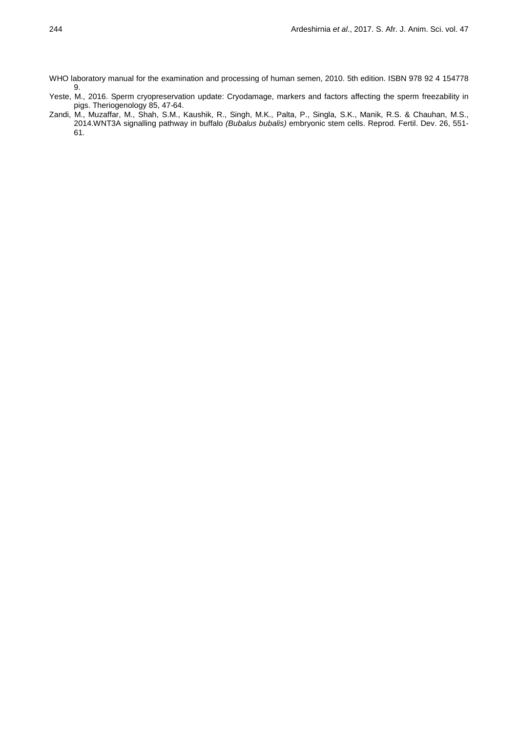WHO laboratory manual for the examination and processing of human semen, 2010. 5th edition. ISBN 978 92 4 154778 9.

Yeste, M., 2016. Sperm cryopreservation update: Cryodamage, markers and factors affecting the sperm freezability in pigs. Theriogenology 85, 47-64.

Zandi, M., Muzaffar, M., Shah, S.M., Kaushik, R., Singh, M.K., Palta, P., Singla, S.K., Manik, R.S. & Chauhan, M.S., 2014.WNT3A signalling pathway in buffalo *(Bubalus bubalis)* embryonic stem cells. Reprod. Fertil. Dev. 26, 551-61.